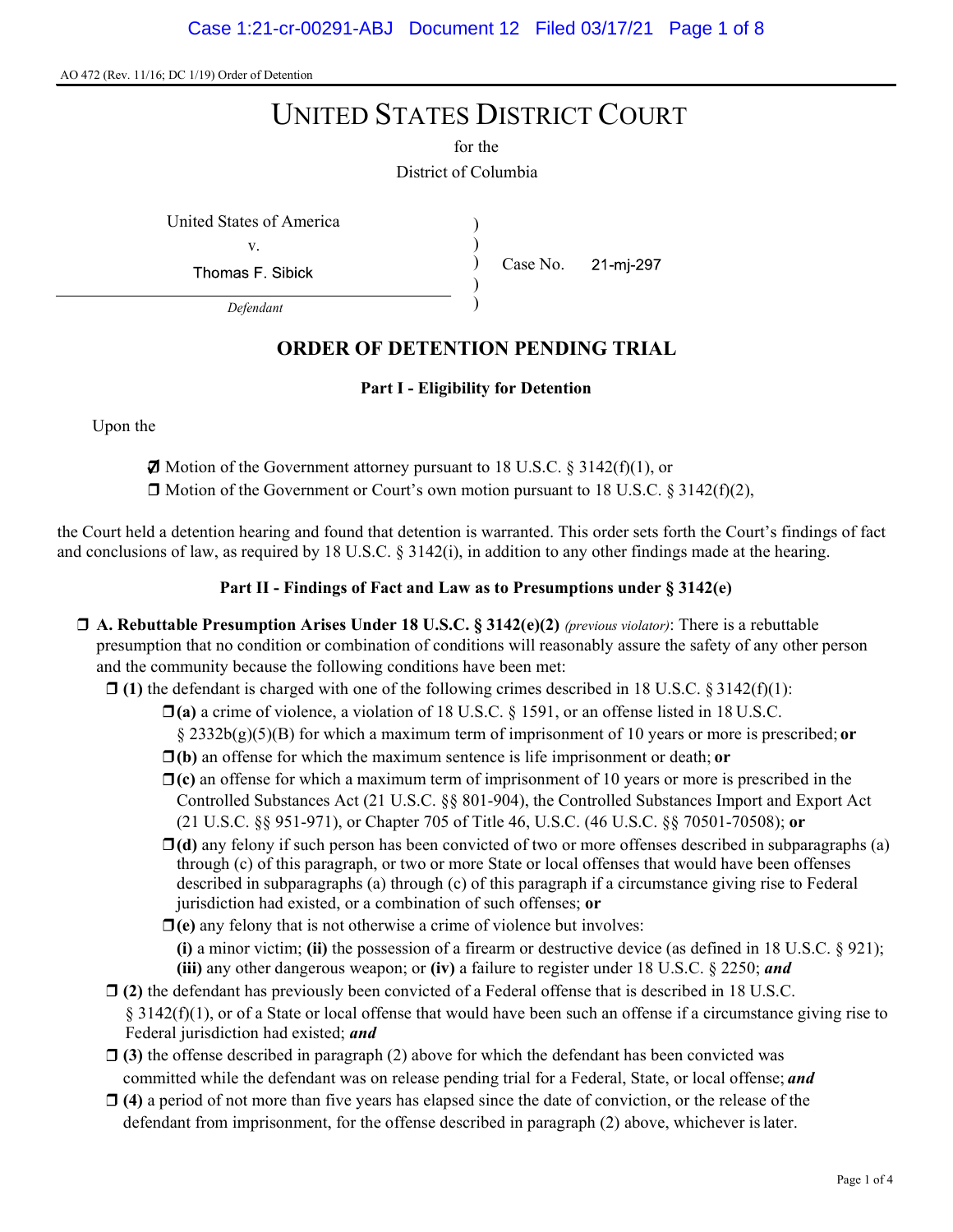AO 472 (Rev. 11/16; DC 1/19) Order of Detention

# UNITED STATES DISTRICT COURT

for the

District of Columbia

United States of America
v.
Thomas F. Sibick
*Defendant*

Case No. 21-mj-297

## ORDER OF DETENTION PENDING TRIAL

### Part I - Eligibility for Detention

Upon the

☑ Motion of the Government attorney pursuant to 18 U.S.C. § 3142(f)(1), or
☐ Motion of the Government or Court's own motion pursuant to 18 U.S.C. § 3142(f)(2),

the Court held a detention hearing and found that detention is warranted. This order sets forth the Court's findings of fact and conclusions of law, as required by 18 U.S.C. § 3142(i), in addition to any other findings made at the hearing.

### Part II - Findings of Fact and Law as to Presumptions under § 3142(e)

☐ **A. Rebuttable Presumption Arises Under 18 U.S.C. § 3142(e)(2)** *(previous violator)*: There is a rebuttable presumption that no condition or combination of conditions will reasonably assure the safety of any other person and the community because the following conditions have been met:

- ☐ **(1)** the defendant is charged with one of the following crimes described in 18 U.S.C. § 3142(f)(1):
  - ☐ **(a)** a crime of violence, a violation of 18 U.S.C. § 1591, or an offense listed in 18 U.S.C. § 2332b(g)(5)(B) for which a maximum term of imprisonment of 10 years or more is prescribed; **or**
  - ☐ **(b)** an offense for which the maximum sentence is life imprisonment or death; **or**
  - ☐ **(c)** an offense for which a maximum term of imprisonment of 10 years or more is prescribed in the Controlled Substances Act (21 U.S.C. §§ 801-904), the Controlled Substances Import and Export Act (21 U.S.C. §§ 951-971), or Chapter 705 of Title 46, U.S.C. (46 U.S.C. §§ 70501-70508); **or**
  - ☐ **(d)** any felony if such person has been convicted of two or more offenses described in subparagraphs (a) through (c) of this paragraph, or two or more State or local offenses that would have been offenses described in subparagraphs (a) through (c) of this paragraph if a circumstance giving rise to Federal jurisdiction had existed, or a combination of such offenses; **or**
  - ☐ **(e)** any felony that is not otherwise a crime of violence but involves: **(i)** a minor victim; **(ii)** the possession of a firearm or destructive device (as defined in 18 U.S.C. § 921); **(iii)** any other dangerous weapon; or **(iv)** a failure to register under 18 U.S.C. § 2250; ***and***
- ☐ **(2)** the defendant has previously been convicted of a Federal offense that is described in 18 U.S.C. § 3142(f)(1), or of a State or local offense that would have been such an offense if a circumstance giving rise to Federal jurisdiction had existed; ***and***
- ☐ **(3)** the offense described in paragraph (2) above for which the defendant has been convicted was committed while the defendant was on release pending trial for a Federal, State, or local offense; ***and***
- ☐ **(4)** a period of not more than five years has elapsed since the date of conviction, or the release of the defendant from imprisonment, for the offense described in paragraph (2) above, whichever is later.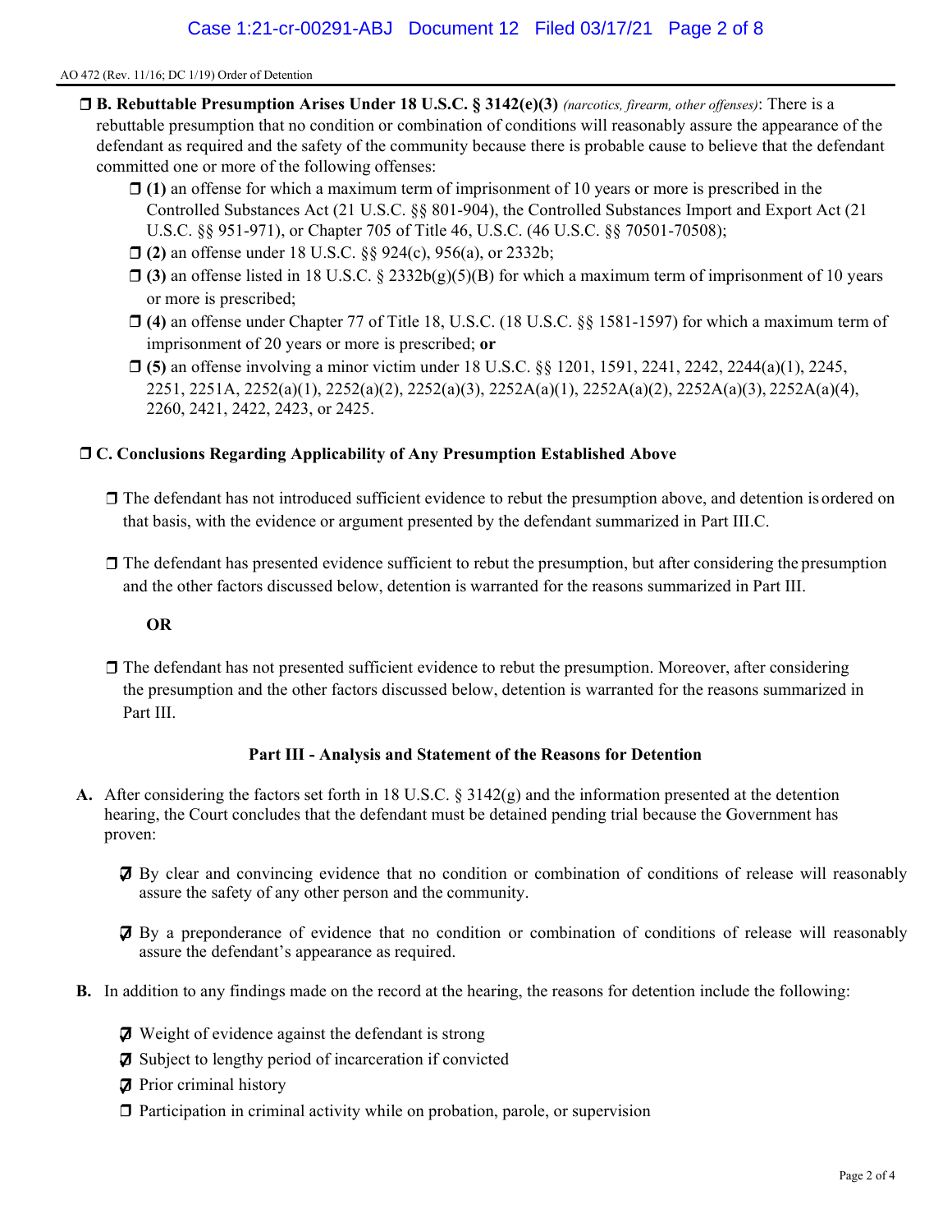☐ **B. Rebuttable Presumption Arises Under 18 U.S.C. § 3142(e)(3)** *(narcotics, firearm, other offenses)*: There is a rebuttable presumption that no condition or combination of conditions will reasonably assure the appearance of the defendant as required and the safety of the community because there is probable cause to believe that the defendant committed one or more of the following offenses:

- ☐ **(1)** an offense for which a maximum term of imprisonment of 10 years or more is prescribed in the Controlled Substances Act (21 U.S.C. §§ 801-904), the Controlled Substances Import and Export Act (21 U.S.C. §§ 951-971), or Chapter 705 of Title 46, U.S.C. (46 U.S.C. §§ 70501-70508);
- ☐ **(2)** an offense under 18 U.S.C. §§ 924(c), 956(a), or 2332b;
- ☐ **(3)** an offense listed in 18 U.S.C. § 2332b(g)(5)(B) for which a maximum term of imprisonment of 10 years or more is prescribed;
- ☐ **(4)** an offense under Chapter 77 of Title 18, U.S.C. (18 U.S.C. §§ 1581-1597) for which a maximum term of imprisonment of 20 years or more is prescribed; **or**
- ☐ **(5)** an offense involving a minor victim under 18 U.S.C. §§ 1201, 1591, 2241, 2242, 2244(a)(1), 2245, 2251, 2251A, 2252(a)(1), 2252(a)(2), 2252(a)(3), 2252A(a)(1), 2252A(a)(2), 2252A(a)(3), 2252A(a)(4), 2260, 2421, 2422, 2423, or 2425.

☐ **C. Conclusions Regarding Applicability of Any Presumption Established Above**

☐ The defendant has not introduced sufficient evidence to rebut the presumption above, and detention is ordered on that basis, with the evidence or argument presented by the defendant summarized in Part III.C.

☐ The defendant has presented evidence sufficient to rebut the presumption, but after considering the presumption and the other factors discussed below, detention is warranted for the reasons summarized in Part III.

**OR**

☐ The defendant has not presented sufficient evidence to rebut the presumption. Moreover, after considering the presumption and the other factors discussed below, detention is warranted for the reasons summarized in Part III.

## Part III - Analysis and Statement of the Reasons for Detention

**A.** After considering the factors set forth in 18 U.S.C. § 3142(g) and the information presented at the detention hearing, the Court concludes that the defendant must be detained pending trial because the Government has proven:

☑ By clear and convincing evidence that no condition or combination of conditions of release will reasonably assure the safety of any other person and the community.

☑ By a preponderance of evidence that no condition or combination of conditions of release will reasonably assure the defendant's appearance as required.

**B.** In addition to any findings made on the record at the hearing, the reasons for detention include the following:

- ☑ Weight of evidence against the defendant is strong
- ☑ Subject to lengthy period of incarceration if convicted
- ☑ Prior criminal history
- ☐ Participation in criminal activity while on probation, parole, or supervision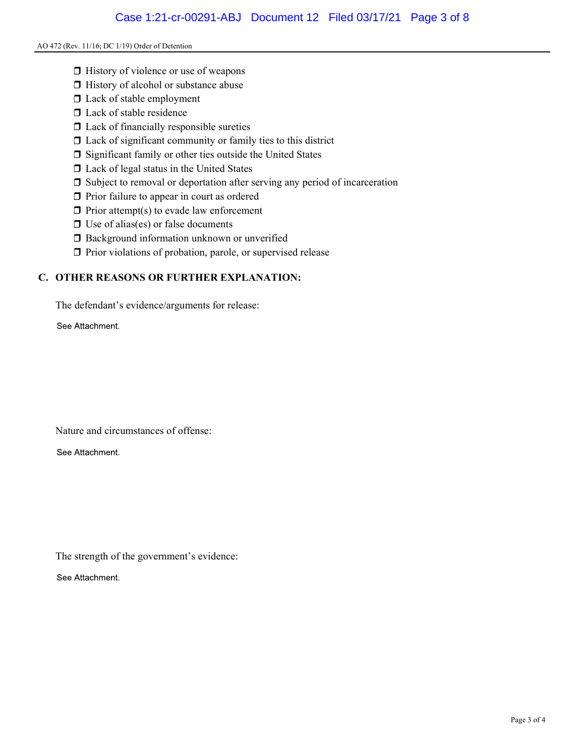- ❒ History of violence or use of weapons
- ❒ History of alcohol or substance abuse
- ❒ Lack of stable employment
- ❒ Lack of stable residence
- ❒ Lack of financially responsible sureties
- ❒ Lack of significant community or family ties to this district
- ❒ Significant family or other ties outside the United States
- ❒ Lack of legal status in the United States
- ❒ Subject to removal or deportation after serving any period of incarceration
- ❒ Prior failure to appear in court as ordered
- ❒ Prior attempt(s) to evade law enforcement
- ❒ Use of alias(es) or false documents
- ❒ Background information unknown or unverified
- ❒ Prior violations of probation, parole, or supervised release

## C. OTHER REASONS OR FURTHER EXPLANATION:

The defendant's evidence/arguments for release:

See Attachment.

Nature and circumstances of offense:

See Attachment.

The strength of the government's evidence:

See Attachment.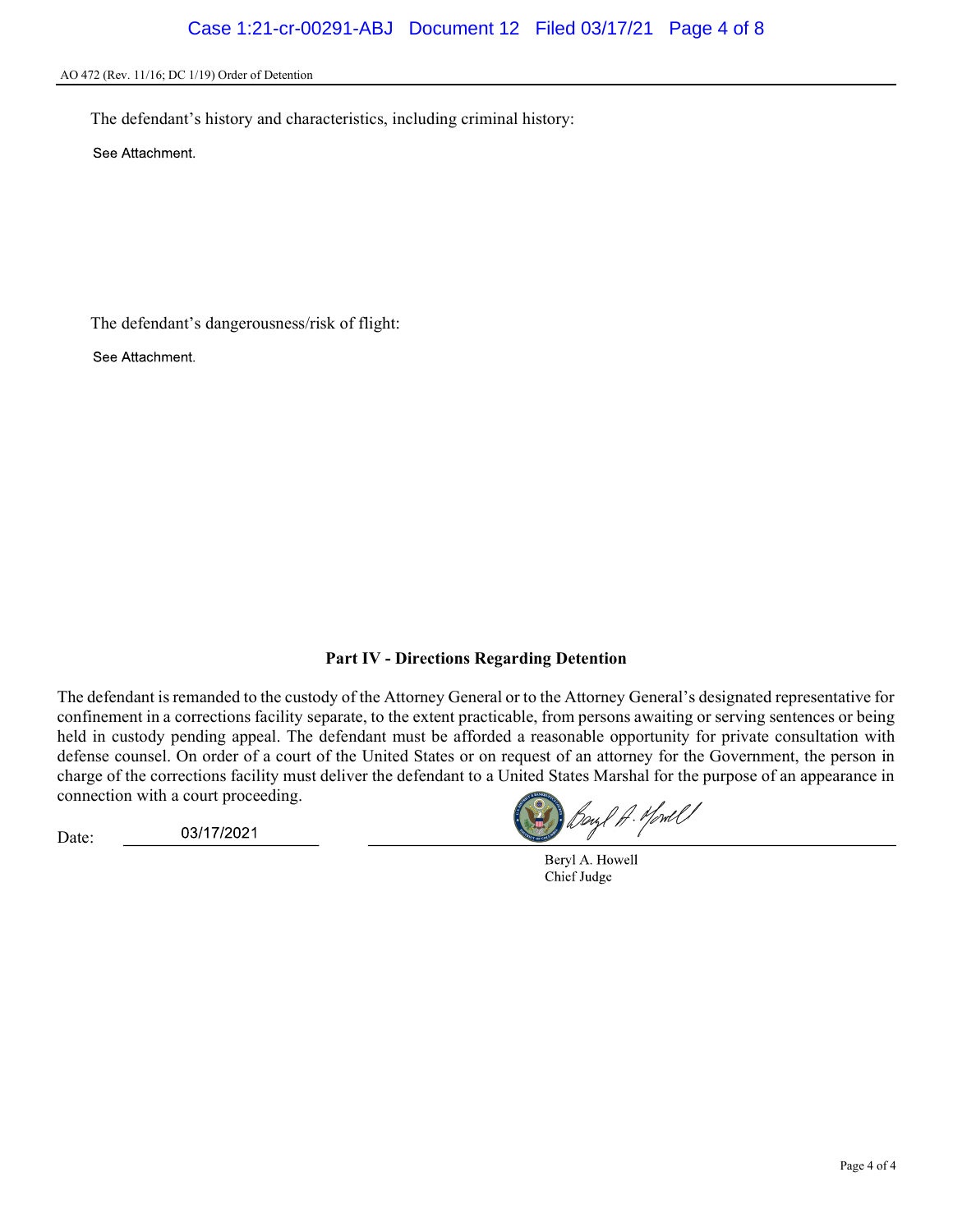The defendant's history and characteristics, including criminal history:

See Attachment.

The defendant's dangerousness/risk of flight:

See Attachment.

## Part IV - Directions Regarding Detention

The defendant is remanded to the custody of the Attorney General or to the Attorney General's designated representative for confinement in a corrections facility separate, to the extent practicable, from persons awaiting or serving sentences or being held in custody pending appeal. The defendant must be afforded a reasonable opportunity for private consultation with defense counsel. On order of a court of the United States or on request of an attorney for the Government, the person in charge of the corrections facility must deliver the defendant to a United States Marshal for the purpose of an appearance in connection with a court proceeding.

Date: 03/17/2021

Beryl A. Howell
Chief Judge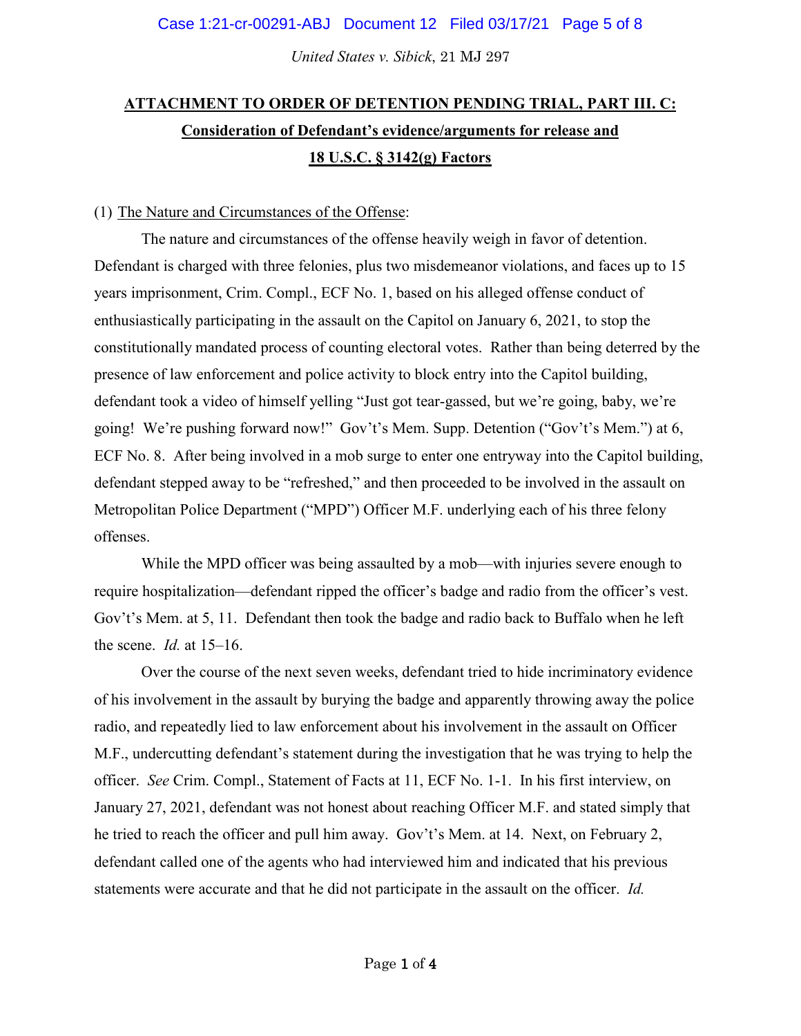## ATTACHMENT TO ORDER OF DETENTION PENDING TRIAL, PART III. C: Consideration of Defendant's evidence/arguments for release and 18 U.S.C. § 3142(g) Factors

(1) The Nature and Circumstances of the Offense:

The nature and circumstances of the offense heavily weigh in favor of detention. Defendant is charged with three felonies, plus two misdemeanor violations, and faces up to 15 years imprisonment, Crim. Compl., ECF No. 1, based on his alleged offense conduct of enthusiastically participating in the assault on the Capitol on January 6, 2021, to stop the constitutionally mandated process of counting electoral votes. Rather than being deterred by the presence of law enforcement and police activity to block entry into the Capitol building, defendant took a video of himself yelling "Just got tear-gassed, but we're going, baby, we're going! We're pushing forward now!" Gov't's Mem. Supp. Detention ("Gov't's Mem.") at 6, ECF No. 8. After being involved in a mob surge to enter one entryway into the Capitol building, defendant stepped away to be "refreshed," and then proceeded to be involved in the assault on Metropolitan Police Department ("MPD") Officer M.F. underlying each of his three felony offenses.

While the MPD officer was being assaulted by a mob—with injuries severe enough to require hospitalization—defendant ripped the officer's badge and radio from the officer's vest. Gov't's Mem. at 5, 11. Defendant then took the badge and radio back to Buffalo when he left the scene. *Id.* at 15–16.

Over the course of the next seven weeks, defendant tried to hide incriminatory evidence of his involvement in the assault by burying the badge and apparently throwing away the police radio, and repeatedly lied to law enforcement about his involvement in the assault on Officer M.F., undercutting defendant's statement during the investigation that he was trying to help the officer. *See* Crim. Compl., Statement of Facts at 11, ECF No. 1-1. In his first interview, on January 27, 2021, defendant was not honest about reaching Officer M.F. and stated simply that he tried to reach the officer and pull him away. Gov't's Mem. at 14. Next, on February 2, defendant called one of the agents who had interviewed him and indicated that his previous statements were accurate and that he did not participate in the assault on the officer. *Id.*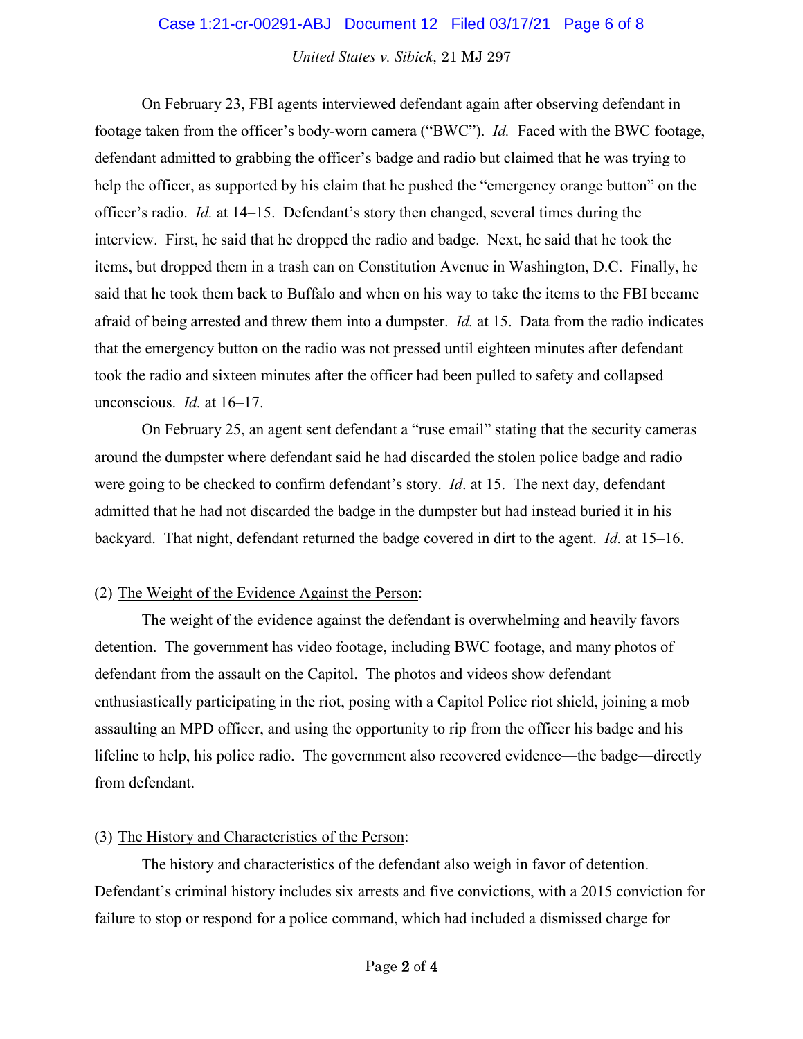On February 23, FBI agents interviewed defendant again after observing defendant in footage taken from the officer's body-worn camera ("BWC"). *Id.* Faced with the BWC footage, defendant admitted to grabbing the officer's badge and radio but claimed that he was trying to help the officer, as supported by his claim that he pushed the "emergency orange button" on the officer's radio. *Id.* at 14–15. Defendant's story then changed, several times during the interview. First, he said that he dropped the radio and badge. Next, he said that he took the items, but dropped them in a trash can on Constitution Avenue in Washington, D.C. Finally, he said that he took them back to Buffalo and when on his way to take the items to the FBI became afraid of being arrested and threw them into a dumpster. *Id.* at 15. Data from the radio indicates that the emergency button on the radio was not pressed until eighteen minutes after defendant took the radio and sixteen minutes after the officer had been pulled to safety and collapsed unconscious. *Id.* at 16–17.

On February 25, an agent sent defendant a "ruse email" stating that the security cameras around the dumpster where defendant said he had discarded the stolen police badge and radio were going to be checked to confirm defendant's story. *Id*. at 15. The next day, defendant admitted that he had not discarded the badge in the dumpster but had instead buried it in his backyard. That night, defendant returned the badge covered in dirt to the agent. *Id.* at 15–16.

(2) <u>The Weight of the Evidence Against the Person</u>:

The weight of the evidence against the defendant is overwhelming and heavily favors detention. The government has video footage, including BWC footage, and many photos of defendant from the assault on the Capitol. The photos and videos show defendant enthusiastically participating in the riot, posing with a Capitol Police riot shield, joining a mob assaulting an MPD officer, and using the opportunity to rip from the officer his badge and his lifeline to help, his police radio. The government also recovered evidence—the badge—directly from defendant.

(3) <u>The History and Characteristics of the Person</u>:

The history and characteristics of the defendant also weigh in favor of detention. Defendant's criminal history includes six arrests and five convictions, with a 2015 conviction for failure to stop or respond for a police command, which had included a dismissed charge for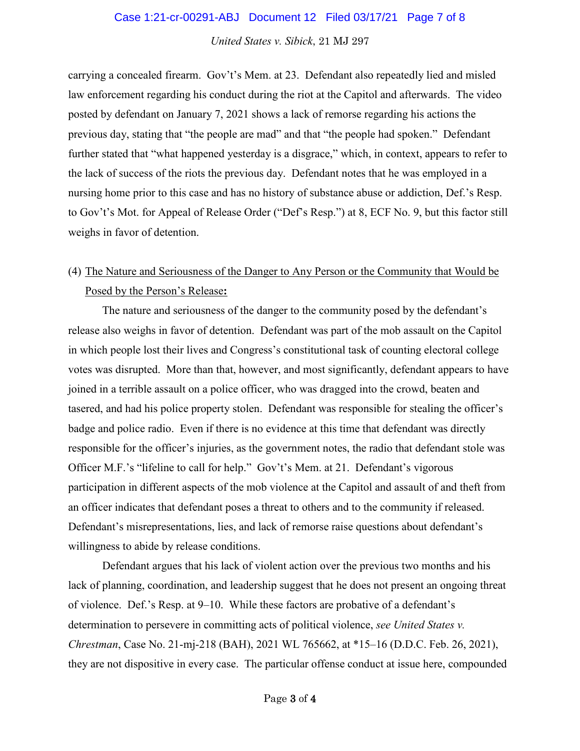carrying a concealed firearm. Gov't's Mem. at 23. Defendant also repeatedly lied and misled law enforcement regarding his conduct during the riot at the Capitol and afterwards. The video posted by defendant on January 7, 2021 shows a lack of remorse regarding his actions the previous day, stating that "the people are mad" and that "the people had spoken." Defendant further stated that "what happened yesterday is a disgrace," which, in context, appears to refer to the lack of success of the riots the previous day. Defendant notes that he was employed in a nursing home prior to this case and has no history of substance abuse or addiction, Def.'s Resp. to Gov't's Mot. for Appeal of Release Order ("Def's Resp.") at 8, ECF No. 9, but this factor still weighs in favor of detention.

(4) <u>The Nature and Seriousness of the Danger to Any Person or the Community that Would be Posed by the Person's Release</u>**:**

The nature and seriousness of the danger to the community posed by the defendant's release also weighs in favor of detention. Defendant was part of the mob assault on the Capitol in which people lost their lives and Congress's constitutional task of counting electoral college votes was disrupted. More than that, however, and most significantly, defendant appears to have joined in a terrible assault on a police officer, who was dragged into the crowd, beaten and tasered, and had his police property stolen. Defendant was responsible for stealing the officer's badge and police radio. Even if there is no evidence at this time that defendant was directly responsible for the officer's injuries, as the government notes, the radio that defendant stole was Officer M.F.'s "lifeline to call for help." Gov't's Mem. at 21. Defendant's vigorous participation in different aspects of the mob violence at the Capitol and assault of and theft from an officer indicates that defendant poses a threat to others and to the community if released. Defendant's misrepresentations, lies, and lack of remorse raise questions about defendant's willingness to abide by release conditions.

Defendant argues that his lack of violent action over the previous two months and his lack of planning, coordination, and leadership suggest that he does not present an ongoing threat of violence. Def.'s Resp. at 9–10. While these factors are probative of a defendant's determination to persevere in committing acts of political violence, *see United States v. Chrestman*, Case No. 21-mj-218 (BAH), 2021 WL 765662, at *15–16 (D.D.C. Feb. 26, 2021), they are not dispositive in every case. The particular offense conduct at issue here, compounded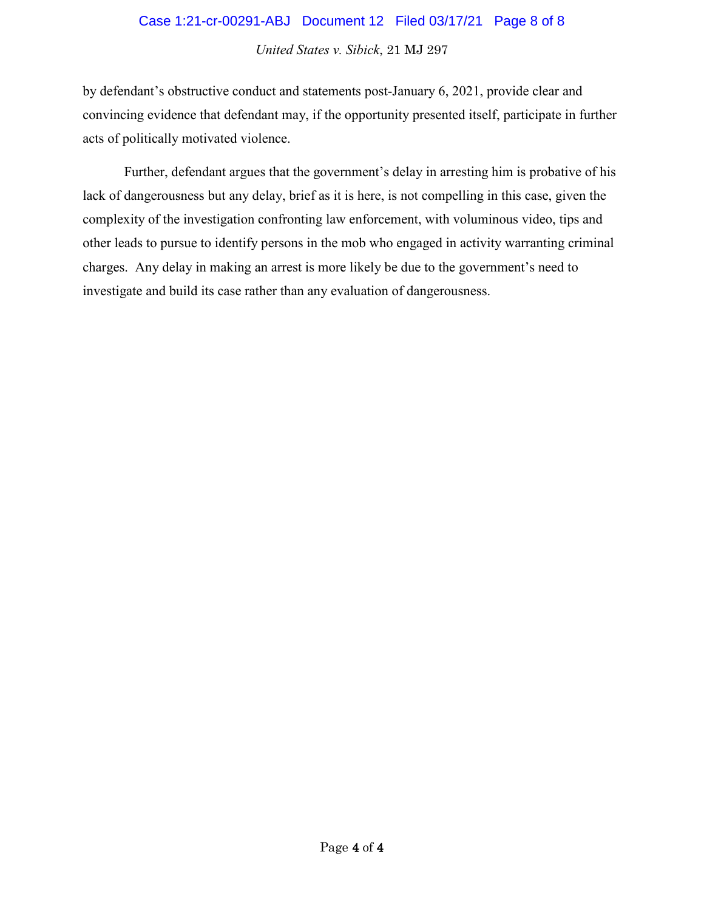by defendant's obstructive conduct and statements post-January 6, 2021, provide clear and convincing evidence that defendant may, if the opportunity presented itself, participate in further acts of politically motivated violence.

Further, defendant argues that the government's delay in arresting him is probative of his lack of dangerousness but any delay, brief as it is here, is not compelling in this case, given the complexity of the investigation confronting law enforcement, with voluminous video, tips and other leads to pursue to identify persons in the mob who engaged in activity warranting criminal charges. Any delay in making an arrest is more likely be due to the government's need to investigate and build its case rather than any evaluation of dangerousness.